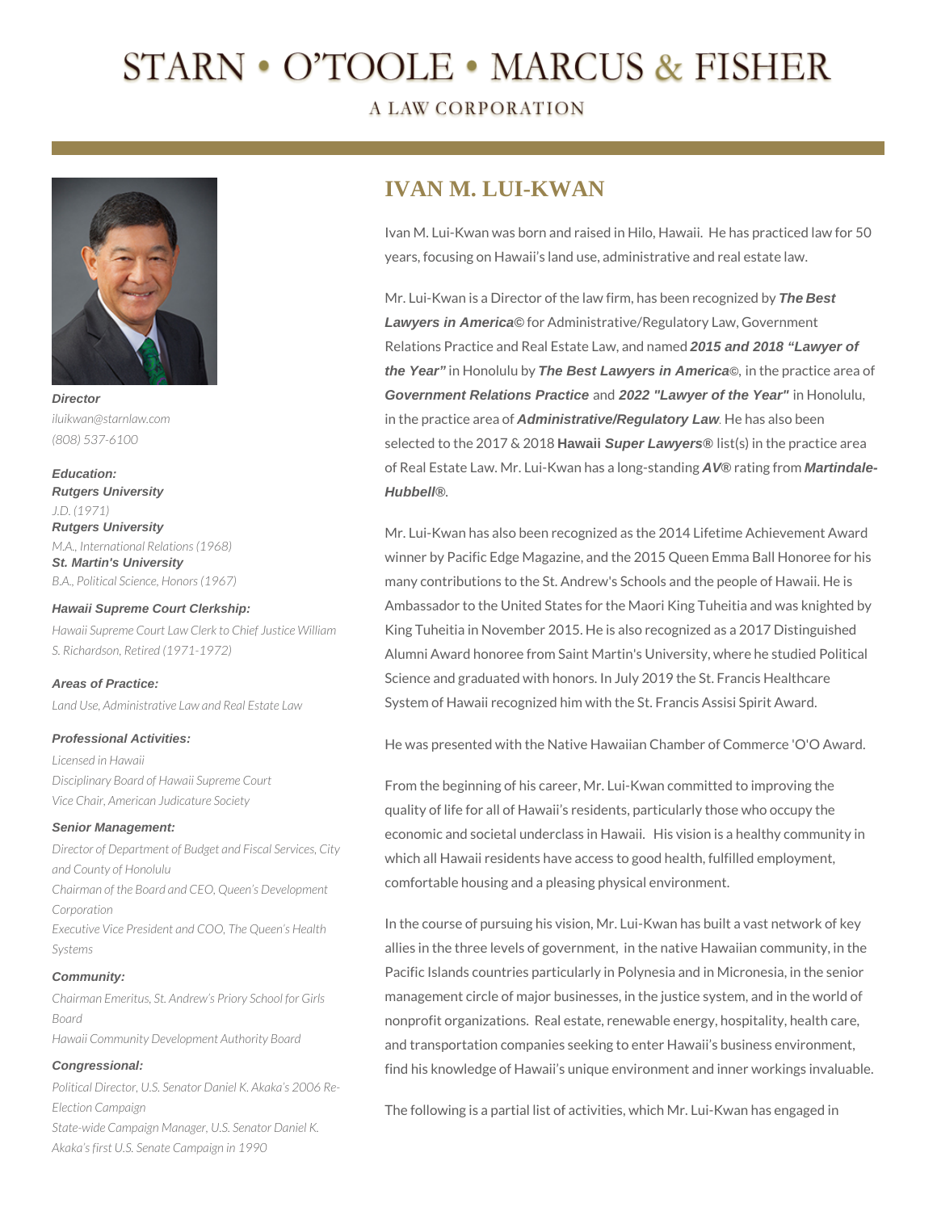# STARN • O'TOOLE • MARCUS & FISHER

A LAW CORPORATION

## IVAN M. LUI-KWAN

Ivan M. Lui-Kwan was born and raised in Hilo, Hawaii. He has practiced law for 50 years, focusing on Hawaii's land use, administrative and real estate law.

Mr. Lui-Kwan is a Director of the law firm, has been recognized by ***The Best Lawyers in America©*** for Administrative/Regulatory Law, Government Relations Practice and Real Estate Law, and named ***2015 and 2018 "Lawyer of the Year"*** in Honolulu by ***The Best Lawyers in America©***, in the practice area of ***Government Relations Practice*** and ***2022 "Lawyer of the Year"*** in Honolulu, in the practice area of ***Administrative/Regulatory Law***. He has also been selected to the 2017 & 2018 **Hawaii** ***Super Lawyers®*** list(s) in the practice area of Real Estate Law. Mr. Lui-Kwan has a long-standing ***AV®*** rating from ***Martindale-Hubbell®***.

Mr. Lui-Kwan has also been recognized as the 2014 Lifetime Achievement Award winner by Pacific Edge Magazine, and the 2015 Queen Emma Ball Honoree for his many contributions to the St. Andrew's Schools and the people of Hawaii. He is Ambassador to the United States for the Maori King Tuheitia and was knighted by King Tuheitia in November 2015. He is also recognized as a 2017 Distinguished Alumni Award honoree from Saint Martin's University, where he studied Political Science and graduated with honors. In July 2019 the St. Francis Healthcare System of Hawaii recognized him with the St. Francis Assisi Spirit Award.

He was presented with the Native Hawaiian Chamber of Commerce 'O'O Award.

From the beginning of his career, Mr. Lui-Kwan committed to improving the quality of life for all of Hawaii's residents, particularly those who occupy the economic and societal underclass in Hawaii. His vision is a healthy community in which all Hawaii residents have access to good health, fulfilled employment, comfortable housing and a pleasing physical environment.

In the course of pursuing his vision, Mr. Lui-Kwan has built a vast network of key allies in the three levels of government, in the native Hawaiian community, in the Pacific Islands countries particularly in Polynesia and in Micronesia, in the senior management circle of major businesses, in the justice system, and in the world of nonprofit organizations. Real estate, renewable energy, hospitality, health care, and transportation companies seeking to enter Hawaii's business environment, find his knowledge of Hawaii's unique environment and inner workings invaluable.

The following is a partial list of activities, which Mr. Lui-Kwan has engaged in

***Director***
*iluikwan@starnlaw.com*
*(808) 537-6100*

***Education:***
***Rutgers University***
*J.D. (1971)*
***Rutgers University***
*M.A., International Relations (1968)*
***St. Martin's University***
*B.A., Political Science, Honors (1967)*

***Hawaii Supreme Court Clerkship:***
*Hawaii Supreme Court Law Clerk to Chief Justice William S. Richardson, Retired (1971-1972)*

***Areas of Practice:***
*Land Use, Administrative Law and Real Estate Law*

***Professional Activities:***
*Licensed in Hawaii*
*Disciplinary Board of Hawaii Supreme Court*
*Vice Chair, American Judicature Society*

***Senior Management:***
*Director of Department of Budget and Fiscal Services, City and County of Honolulu*
*Chairman of the Board and CEO, Queen's Development Corporation*
*Executive Vice President and COO, The Queen's Health Systems*

***Community:***
*Chairman Emeritus, St. Andrew's Priory School for Girls Board*
*Hawaii Community Development Authority Board*

***Congressional:***
*Political Director, U.S. Senator Daniel K. Akaka's 2006 Re-Election Campaign*
*State-wide Campaign Manager, U.S. Senator Daniel K. Akaka's first U.S. Senate Campaign in 1990*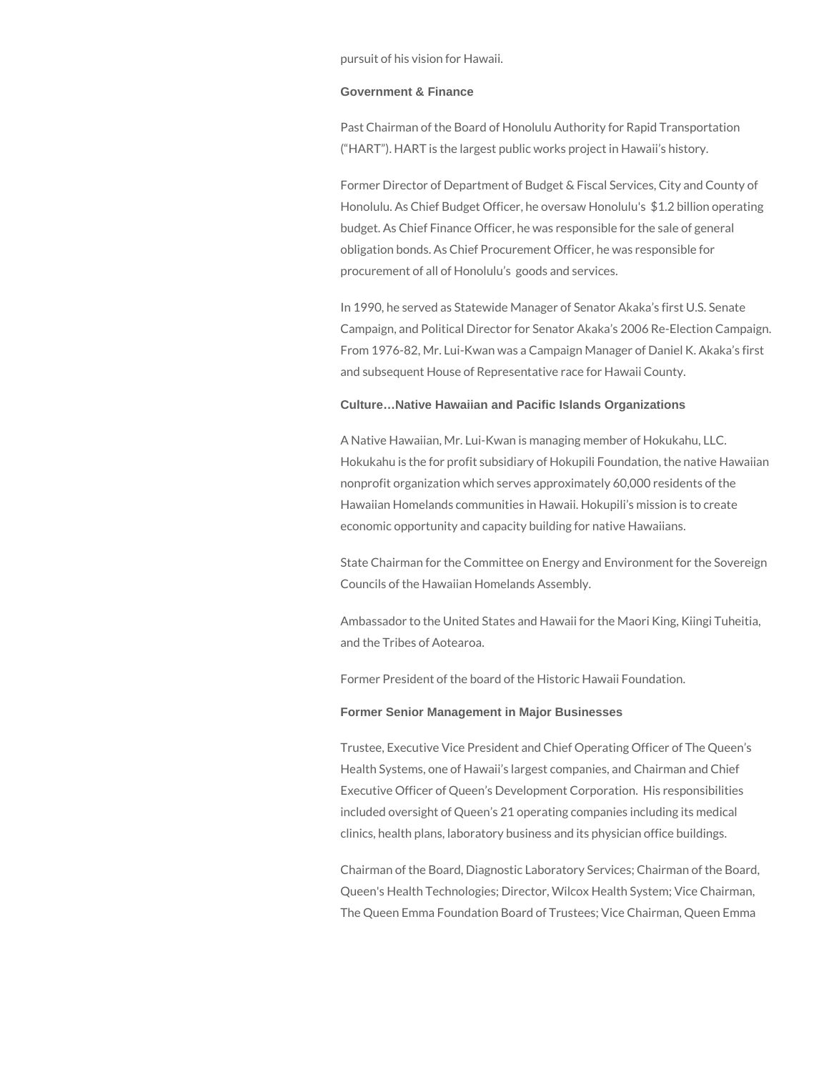pursuit of his vision for Hawaii.

**Government & Finance**

Past Chairman of the Board of Honolulu Authority for Rapid Transportation ("HART"). HART is the largest public works project in Hawaii's history.

Former Director of Department of Budget & Fiscal Services, City and County of Honolulu. As Chief Budget Officer, he oversaw Honolulu's $1.2 billion operating budget. As Chief Finance Officer, he was responsible for the sale of general obligation bonds. As Chief Procurement Officer, he was responsible for procurement of all of Honolulu's goods and services.

In 1990, he served as Statewide Manager of Senator Akaka's first U.S. Senate Campaign, and Political Director for Senator Akaka's 2006 Re-Election Campaign. From 1976-82, Mr. Lui-Kwan was a Campaign Manager of Daniel K. Akaka's first and subsequent House of Representative race for Hawaii County.

**Culture…Native Hawaiian and Pacific Islands Organizations**

A Native Hawaiian, Mr. Lui-Kwan is managing member of Hokukahu, LLC. Hokukahu is the for profit subsidiary of Hokupili Foundation, the native Hawaiian nonprofit organization which serves approximately 60,000 residents of the Hawaiian Homelands communities in Hawaii. Hokupili's mission is to create economic opportunity and capacity building for native Hawaiians.

State Chairman for the Committee on Energy and Environment for the Sovereign Councils of the Hawaiian Homelands Assembly.

Ambassador to the United States and Hawaii for the Maori King, Kiingi Tuheitia, and the Tribes of Aotearoa.

Former President of the board of the Historic Hawaii Foundation.

**Former Senior Management in Major Businesses**

Trustee, Executive Vice President and Chief Operating Officer of The Queen's Health Systems, one of Hawaii's largest companies, and Chairman and Chief Executive Officer of Queen's Development Corporation. His responsibilities included oversight of Queen's 21 operating companies including its medical clinics, health plans, laboratory business and its physician office buildings.

Chairman of the Board, Diagnostic Laboratory Services; Chairman of the Board, Queen's Health Technologies; Director, Wilcox Health System; Vice Chairman, The Queen Emma Foundation Board of Trustees; Vice Chairman, Queen Emma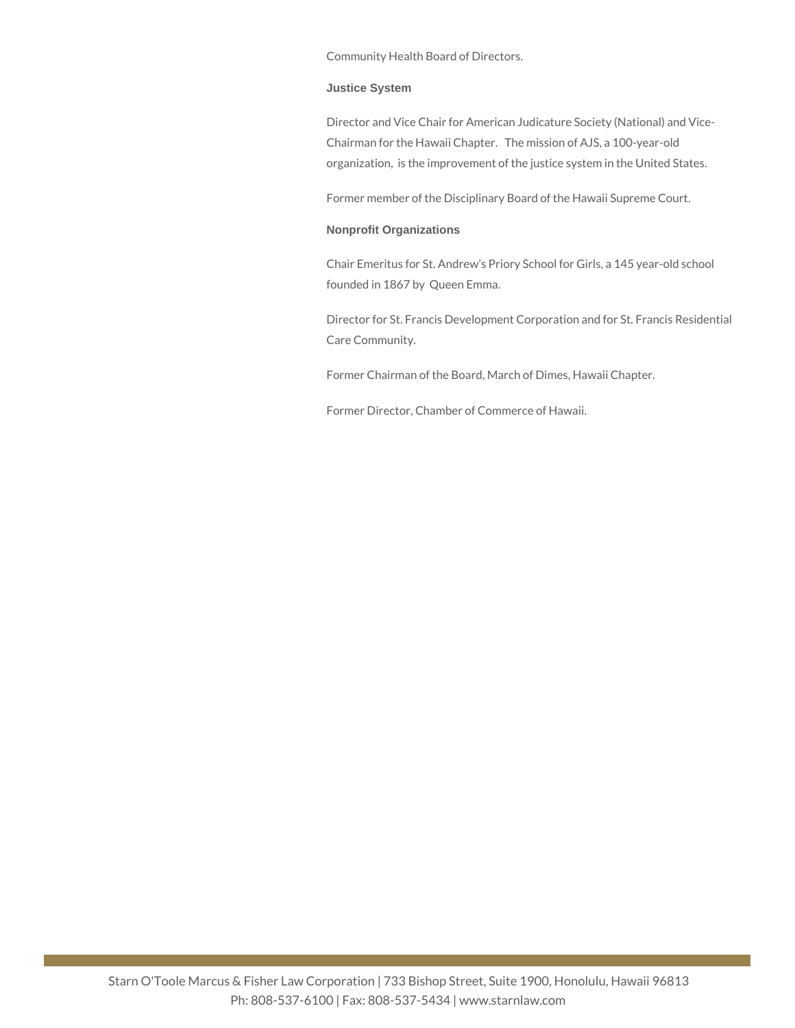Community Health Board of Directors.

### Justice System

Director and Vice Chair for American Judicature Society (National) and Vice-Chairman for the Hawaii Chapter. The mission of AJS, a 100-year-old organization, is the improvement of the justice system in the United States.

Former member of the Disciplinary Board of the Hawaii Supreme Court.

### Nonprofit Organizations

Chair Emeritus for St. Andrew's Priory School for Girls, a 145 year-old school founded in 1867 by Queen Emma.

Director for St. Francis Development Corporation and for St. Francis Residential Care Community.

Former Chairman of the Board, March of Dimes, Hawaii Chapter.

Former Director, Chamber of Commerce of Hawaii.